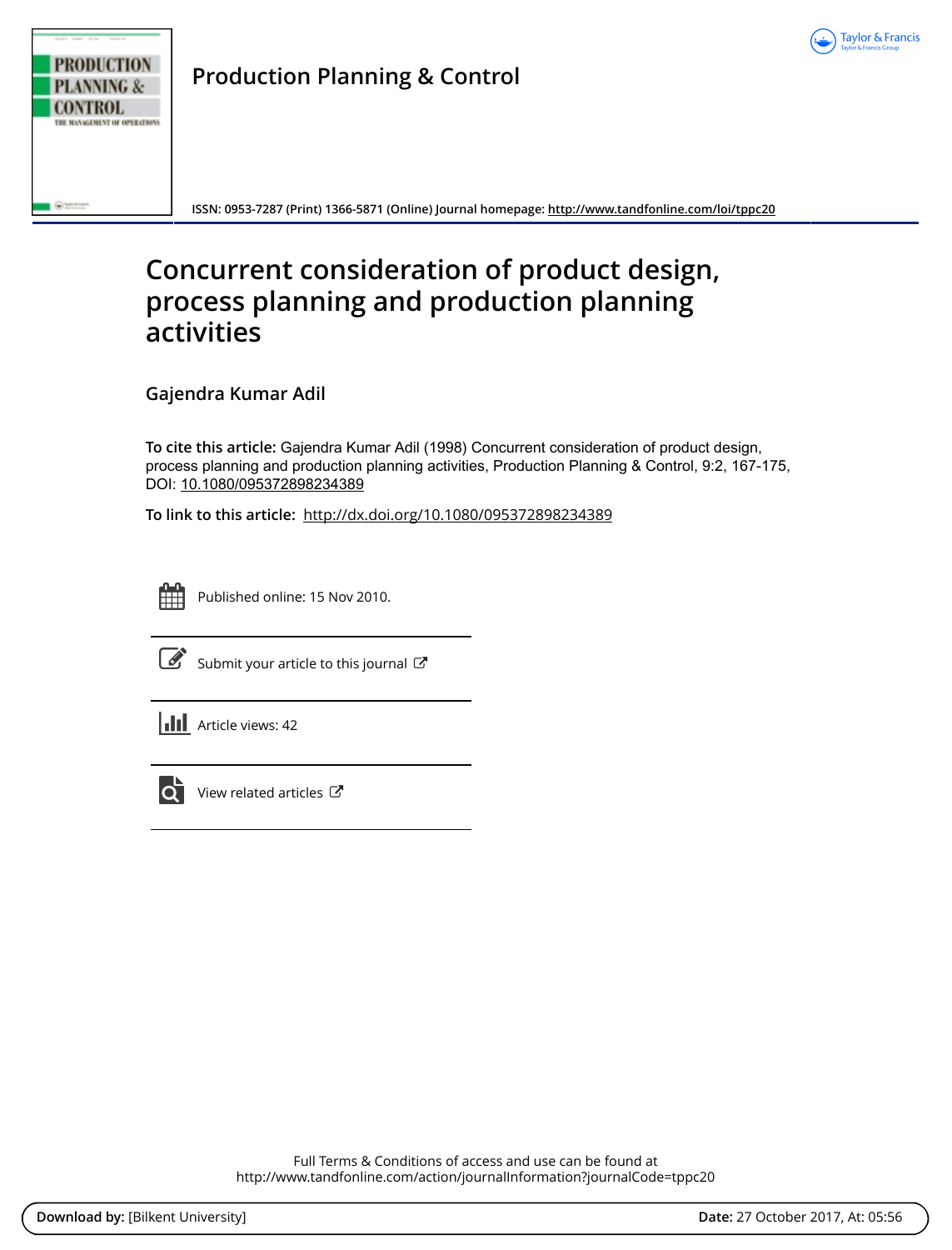Production Planning & Control

ISSN: 0953-7287 (Print) 1366-5871 (Online) Journal homepage: http://www.tandfonline.com/loi/tppc20

# Concurrent consideration of product design, process planning and production planning activities

Gajendra Kumar Adil

**To cite this article:** Gajendra Kumar Adil (1998) Concurrent consideration of product design, process planning and production planning activities, Production Planning & Control, 9:2, 167-175, DOI: 10.1080/095372898234389

**To link to this article:** http://dx.doi.org/10.1080/095372898234389

Published online: 15 Nov 2010.

Submit your article to this journal

Article views: 42

View related articles

Full Terms & Conditions of access and use can be found at
http://www.tandfonline.com/action/journalInformation?journalCode=tppc20

**Download by:** [Bilkent University]

**Date:** 27 October 2017, At: 05:56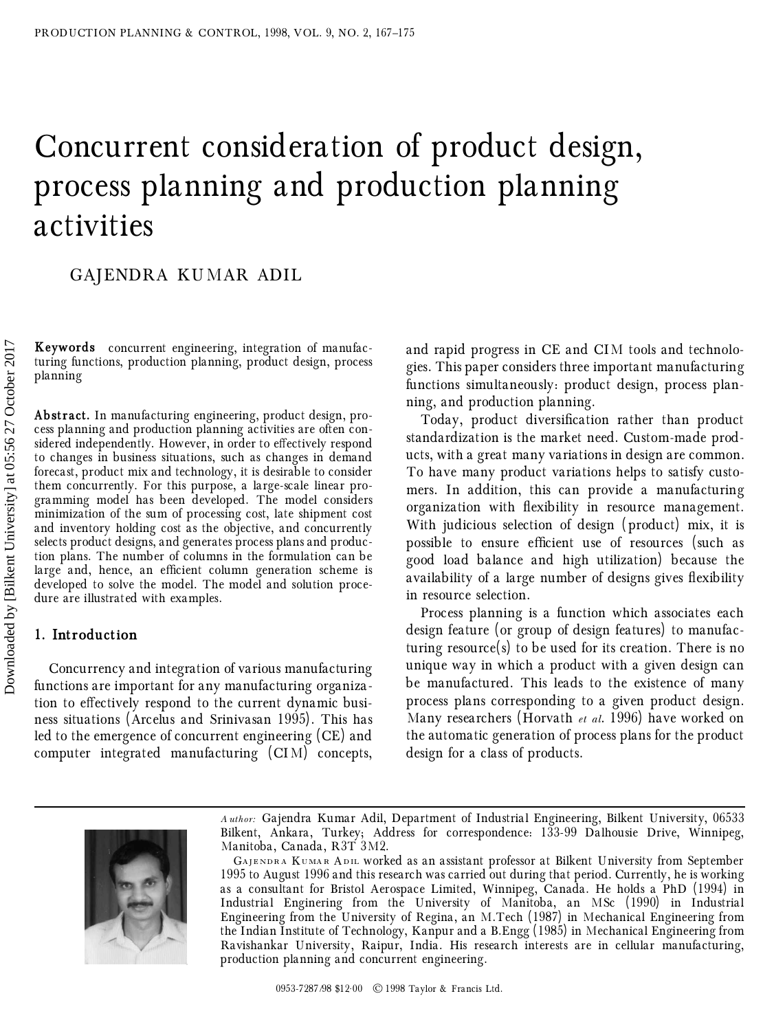# Concurrent consideration of product design, process planning and production planning activities

GAJENDRA KUMAR ADIL

**Keywords** concurrent engineering, integration of manufacturing functions, production planning, product design, process planning

**Abstract.** In manufacturing engineering, product design, process planning and production planning activities are often considered independently. However, in order to effectively respond to changes in business situations, such as changes in demand forecast, product mix and technology, it is desirable to consider them concurrently. For this purpose, a large-scale linear programming model has been developed. The model considers minimization of the sum of processing cost, late shipment cost and inventory holding cost as the objective, and concurrently selects product designs, and generates process plans and production plans. The number of columns in the formulation can be large and, hence, an efficient column generation scheme is developed to solve the model. The model and solution procedure are illustrated with examples.

## 1. Introduction

Concurrency and integration of various manufacturing functions are important for any manufacturing organization to effectively respond to the current dynamic business situations (Arcelus and Srinivasan 1995). This has led to the emergence of concurrent engineering (CE) and computer integrated manufacturing (CIM) concepts, and rapid progress in CE and CIM tools and technologies. This paper considers three important manufacturing functions simultaneously: product design, process planning, and production planning.

Today, product diversification rather than product standardization is the market need. Custom-made products, with a great many variations in design are common. To have many product variations helps to satisfy customers. In addition, this can provide a manufacturing organization with flexibility in resource management. With judicious selection of design (product) mix, it is possible to ensure efficient use of resources (such as good load balance and high utilization) because the availability of a large number of designs gives flexibility in resource selection.

Process planning is a function which associates each design feature (or group of design features) to manufacturing resource(s) to be used for its creation. There is no unique way in which a product with a given design can be manufactured. This leads to the existence of many process plans corresponding to a given product design. Many researchers (Horvath *et al.* 1996) have worked on the automatic generation of process plans for the product design for a class of products.

*Author:* Gajendra Kumar Adil, Department of Industrial Engineering, Bilkent University, 06533 Bilkent, Ankara, Turkey; Address for correspondence: 133-99 Dalhousie Drive, Winnipeg, Manitoba, Canada, R3T 3M2.

GAJENDRA KUMAR ADIL worked as an assistant professor at Bilkent University from September 1995 to August 1996 and this research was carried out during that period. Currently, he is working as a consultant for Bristol Aerospace Limited, Winnipeg, Canada. He holds a PhD (1994) in Industrial Enginering from the University of Manitoba, an MSc (1990) in Industrial Engineering from the University of Regina, an M.Tech (1987) in Mechanical Engineering from the Indian Institute of Technology, Kanpur and a B.Engg (1985) in Mechanical Engineering from Ravishankar University, Raipur, India. His research interests are in cellular manufacturing, production planning and concurrent engineering.

0953-7287/98 $12·00 © 1998 Taylor & Francis Ltd.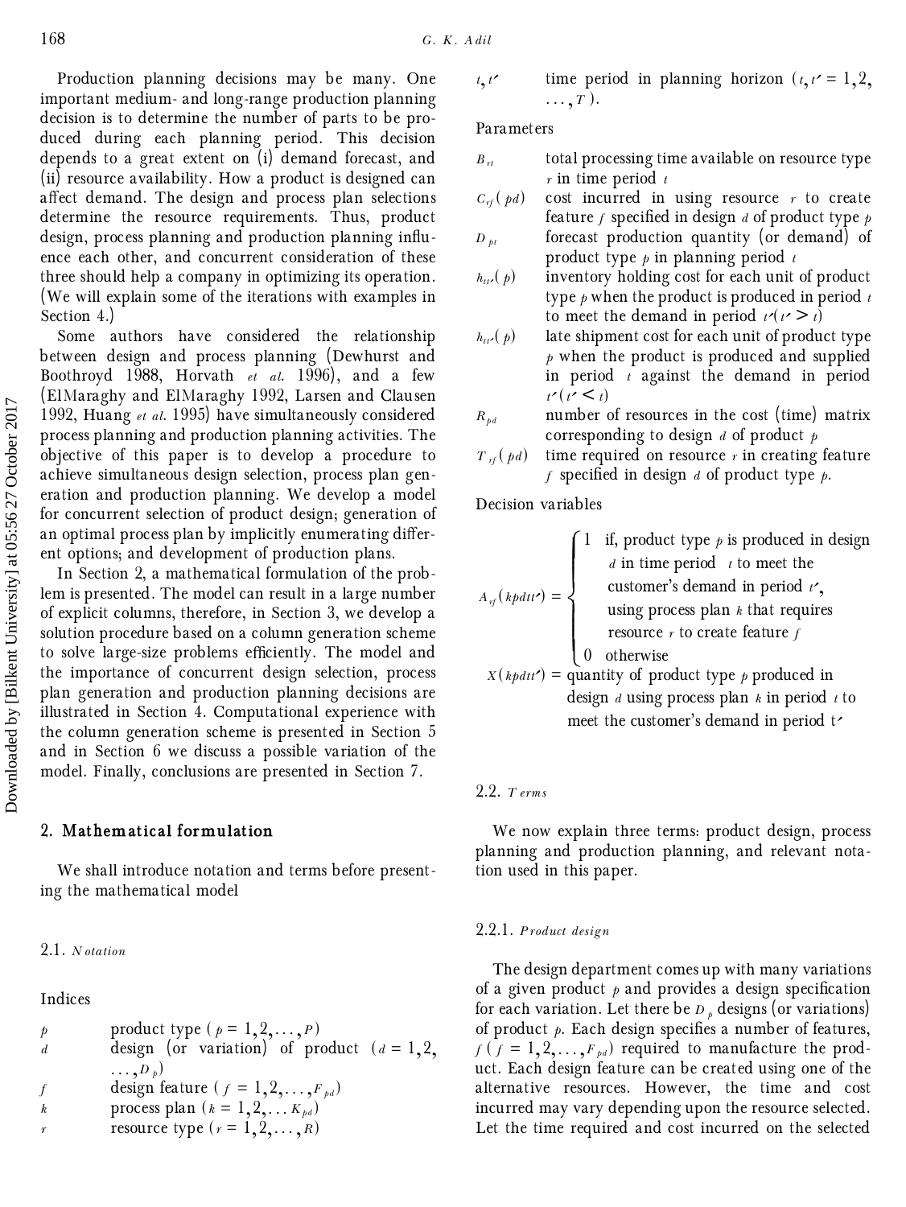Production planning decisions may be many. One important medium- and long-range production planning decision is to determine the number of parts to be produced during each planning period. This decision depends to a great extent on (i) demand forecast, and (ii) resource availability. How a product is designed can affect demand. The design and process plan selections determine the resource requirements. Thus, product design, process planning and production planning influence each other, and concurrent consideration of these three should help a company in optimizing its operation. (We will explain some of the iterations with examples in Section 4.)

Some authors have considered the relationship between design and process planning (Dewhurst and Boothroyd 1988, Horvath *et al.* 1996), and a few (ElMaraghy and ElMaraghy 1992, Larsen and Clausen 1992, Huang *et al.* 1995) have simultaneously considered process planning and production planning activities. The objective of this paper is to develop a procedure to achieve simultaneous design selection, process plan generation and production planning. We develop a model for concurrent selection of product design; generation of an optimal process plan by implicitly enumerating different options; and development of production plans.

In Section 2, a mathematical formulation of the problem is presented. The model can result in a large number of explicit columns, therefore, in Section 3, we develop a solution procedure based on a column generation scheme to solve large-size problems efficiently. The model and the importance of concurrent design selection, process plan generation and production planning decisions are illustrated in Section 4. Computational experience with the column generation scheme is presented in Section 5 and in Section 6 we discuss a possible variation of the model. Finally, conclusions are presented in Section 7.

## 2. Mathematical formulation

We shall introduce notation and terms before presenting the mathematical model

### 2.1. *Notation*

Indices

- $p$ — product type ($p = 1, 2, \ldots, P$)
- $d$ — design (or variation) of product ($d = 1, 2, \ldots, D_p$)
- $f$ — design feature ($f = 1, 2, \ldots, F_{pd}$)
- $k$ — process plan ($k = 1, 2, \ldots K_{pd}$)
- $r$ — resource type ($r = 1, 2, \ldots, R$)
- $t, t'$ — time period in planning horizon ($t, t' = 1, 2, \ldots, T$).

Parameters

- $B_{rt}$ — total processing time available on resource type $r$ in time period $t$
- $C_{rf}(pd)$ — cost incurred in using resource $r$ to create feature $f$ specified in design $d$ of product type $p$
- $D_{pt}$ — forecast production quantity (or demand) of product type $p$ in planning period $t$
- $h_{tt'}(p)$ — inventory holding cost for each unit of product type $p$ when the product is produced in period $t$ to meet the demand in period $t'(t' > t)$
- $h_{tt'}(p)$ — late shipment cost for each unit of product type $p$ when the product is produced and supplied in period $t$ against the demand in period $t'(t' < t)$
- $R_{pd}$ — number of resources in the cost (time) matrix corresponding to design $d$ of product $p$
- $T_{rf}(pd)$ — time required on resource $r$ in creating feature $f$ specified in design $d$ of product type $p$.

Decision variables

$$A_{rf}(kpdtt') = \begin{cases} 1 & \text{if, product type } p \text{ is produced in design } d \text{ in time period } t \text{ to meet the customer's demand in period } t', \text{ using process plan } k \text{ that requires resource } r \text{ to create feature } f \\ 0 & \text{otherwise} \end{cases}$$

$X(kpdtt')$ = quantity of product type $p$ produced in design $d$ using process plan $k$ in period $t$ to meet the customer's demand in period t′

### 2.2. *Terms*

We now explain three terms: product design, process planning and production planning, and relevant notation used in this paper.

#### 2.2.1. *Product design*

The design department comes up with many variations of a given product $p$ and provides a design specification for each variation. Let there be $D_p$ designs (or variations) of product $p$. Each design specifies a number of features, $f$ ($f = 1, 2, \ldots, F_{pd}$) required to manufacture the product. Each design feature can be created using one of the alternative resources. However, the time and cost incurred may vary depending upon the resource selected. Let the time required and cost incurred on the selected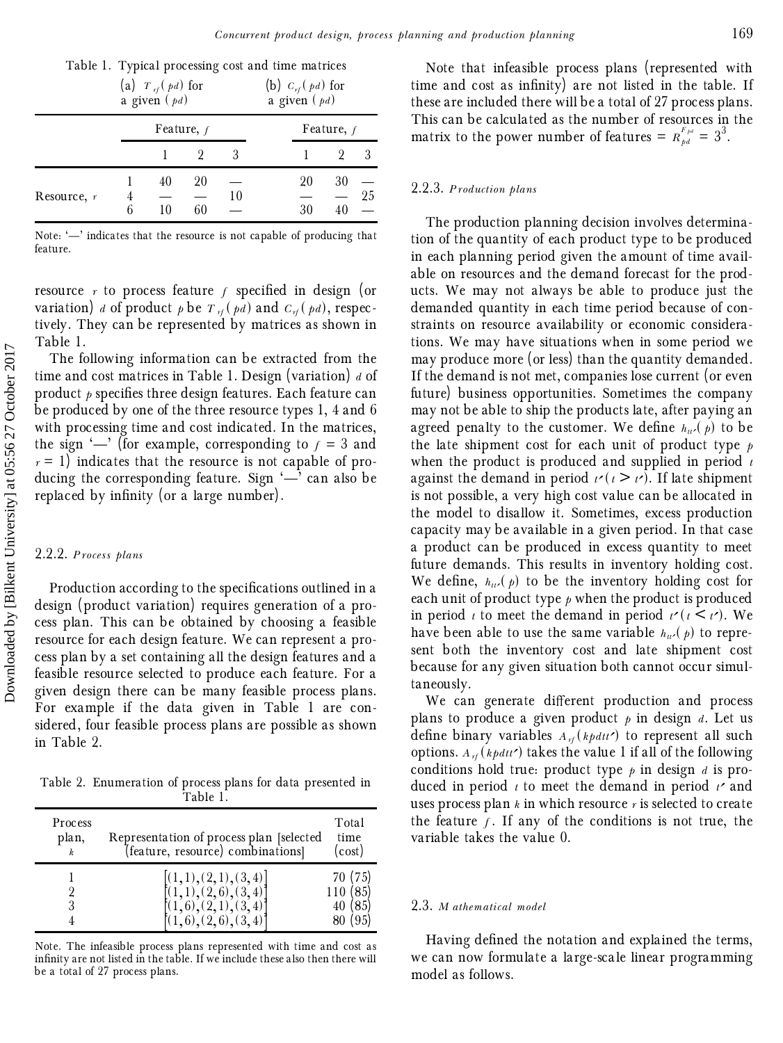Table 1. Typical processing cost and time matrices

| | | (a) $T_{rf}(pd)$ for a given $(pd)$ | | | (b) $C_{rf}(pd)$ for a given $(pd)$ | | |
|---|---|---|---|---|---|---|---|
| | | Feature, $f$ | | | Feature, $f$ | | |
| | | 1 | 2 | 3 | 1 | 2 | 3 |
| Resource, $r$ | 1 | 40 | 20 | — | 20 | 30 | — |
| | 4 | — | — | 10 | — | — | 25 |
| | 6 | 10 | 60 | — | 30 | 40 | — |

Note: '—' indicates that the resource is not capable of producing that feature.

resource $r$ to process feature $f$ specified in design (or variation) $d$ of product $p$ be $T_{rf}(pd)$ and $C_{rf}(pd)$, respectively. They can be represented by matrices as shown in Table 1.

The following information can be extracted from the time and cost matrices in Table 1. Design (variation) $d$ of product $p$ specifies three design features. Each feature can be produced by one of the three resource types 1, 4 and 6 with processing time and cost indicated. In the matrices, the sign '—' (for example, corresponding to $f = 3$ and $r = 1$) indicates that the resource is not capable of producing the corresponding feature. Sign '—' can also be replaced by infinity (or a large number).

#### 2.2.2. *Process plans*

Production according to the specifications outlined in a design (product variation) requires generation of a process plan. This can be obtained by choosing a feasible resource for each design feature. We can represent a process plan by a set containing all the design features and a feasible resource selected to produce each feature. For a given design there can be many feasible process plans. For example if the data given in Table 1 are considered, four feasible process plans are possible as shown in Table 2.

Table 2. Enumeration of process plans for data presented in Table 1.

| Process plan, $k$ | Representation of process plan [selected (feature, resource) combinations] | Total time (cost) |
|---|---|---|
| 1 | $[(1,1),(2,1),(3,4)]$ | 70 (75) |
| 2 | $[(1,1),(2,6),(3,4)]$ | 110 (85) |
| 3 | $[(1,6),(2,1),(3,4)]$ | 40 (85) |
| 4 | $[(1,6),(2,6),(3,4)]$ | 80 (95) |

Note. The infeasible process plans represented with time and cost as infinity are not listed in the table. If we include these also then there will be a total of 27 process plans.

Note that infeasible process plans (represented with time and cost as infinity) are not listed in the table. If these are included there will be a total of 27 process plans. This can be calculated as the number of resources in the matrix to the power number of features $= R_{pd}^{F_{pd}} = 3^3$.

#### 2.2.3. *Production plans*

The production planning decision involves determination of the quantity of each product type to be produced in each planning period given the amount of time available on resources and the demand forecast for the products. We may not always be able to produce just the demanded quantity in each time period because of constraints on resource availability or economic considerations. We may have situations when in some period we may produce more (or less) than the quantity demanded. If the demand is not met, companies lose current (or even future) business opportunities. Sometimes the company may not be able to ship the products late, after paying an agreed penalty to the customer. We define $h_{tt'}(p)$ to be the late shipment cost for each unit of product type $p$ when the product is produced and supplied in period $t$ against the demand in period $t'(t > t')$. If late shipment is not possible, a very high cost value can be allocated in the model to disallow it. Sometimes, excess production capacity may be available in a given period. In that case a product can be produced in excess quantity to meet future demands. This results in inventory holding cost. We define, $h_{tt'}(p)$ to be the inventory holding cost for each unit of product type $p$ when the product is produced in period $t$ to meet the demand in period $t'(t < t')$. We have been able to use the same variable $h_{tt'}(p)$ to represent both the inventory cost and late shipment cost because for any given situation both cannot occur simultaneously.

We can generate different production and process plans to produce a given product $p$ in design $d$. Let us define binary variables $A_{rf}(kpdtt')$ to represent all such options. $A_{rf}(kpdtt')$ takes the value 1 if all of the following conditions hold true: product type $p$ in design $d$ is produced in period $t$ to meet the demand in period $t'$ and uses process plan $k$ in which resource $r$ is selected to create the feature $f$. If any of the conditions is not true, the variable takes the value 0.

### 2.3. *Mathematical model*

Having defined the notation and explained the terms, we can now formulate a large-scale linear programming model as follows.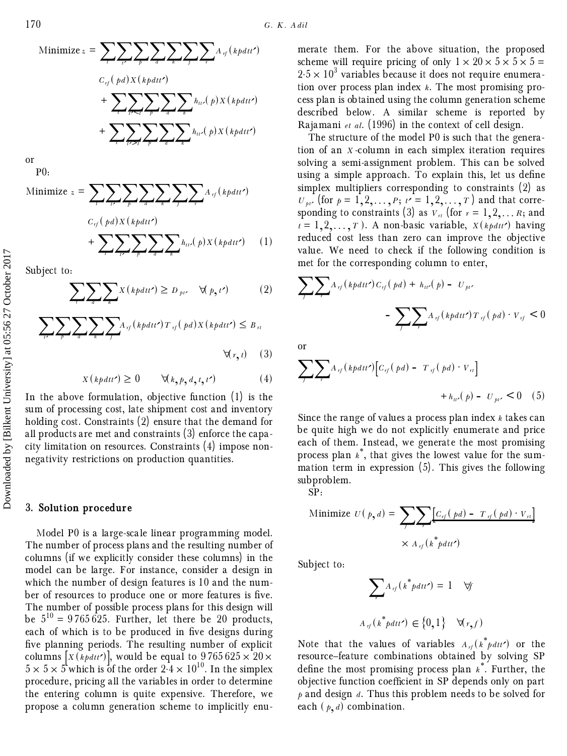$$\text{Minimize } z = \sum_t \sum_{t'} \sum_p \sum_d \sum_k \sum_f \sum_r A_{rf}(kpdtt') C_{rf}(pd) X(kpdtt') + \sum_t \sum_{t'<t} \sum_p \sum_d \sum_k h_{tt'}(p) X(kpdtt') + \sum_t \sum_{t'>t} \sum_p \sum_d \sum_k h_{tt'}(p) X(kpdtt')$$

or

P0:

$$\text{Minimize } z = \sum_t \sum_{t'} \sum_p \sum_d \sum_k \sum_f \sum_r A_{rf}(kpdtt') C_{rf}(pd) X(kpdtt') + \sum_t \sum_{t'} \sum_p \sum_d \sum_k h_{tt'}(p) X(kpdtt') \quad (1)$$

Subject to:

$$\sum_t \sum_d \sum_k X(kpdtt') \geq D_{pt'} \quad \forall (p, t') \quad (2)$$

$$\sum_{t'} \sum_p \sum_d \sum_k \sum_f A_{rf}(kpdtt') T_{rf}(pd) X(kpdtt') \leq B_{rt} \quad \forall (r, t) \quad (3)$$

$$X(kpdtt') \geq 0 \quad \forall (k, p, d, t, t') \quad (4)$$

In the above formulation, objective function (1) is the sum of processing cost, late shipment cost and inventory holding cost. Constraints (2) ensure that the demand for all products are met and constraints (3) enforce the capacity limitation on resources. Constraints (4) impose non-negativity restrictions on production quantities.

## 3. Solution procedure

Model P0 is a large-scale linear programming model. The number of process plans and the resulting number of columns (if we explicitly consider these columns) in the model can be large. For instance, consider a design in which the number of design features is 10 and the number of resources to produce one or more features is five. The number of possible process plans for this design will be $5^{10} = 9\,765\,625$. Further, let there be 20 products, each of which is to be produced in five designs during five planning periods. The resulting number of explicit columns $[X(kpdtt')]$, would be equal to $9\,765\,625 \times 20 \times 5 \times 5 \times 5$ which is of the order $2{\cdot}4 \times 10^{10}$. In the simplex procedure, pricing all the variables in order to determine the entering column is quite expensive. Therefore, we propose a column generation scheme to implicitly enumerate them. For the above situation, the proposed scheme will require pricing of only $1 \times 20 \times 5 \times 5 \times 5 = 2{\cdot}5 \times 10^3$ variables because it does not require enumeration over process plan index $k$. The most promising process plan is obtained using the column generation scheme described below. A similar scheme is reported by Rajamani *et al.* (1996) in the context of cell design.

The structure of the model P0 is such that the generation of an $X$-column in each simplex iteration requires solving a semi-assignment problem. This can be solved using a simple approach. To explain this, let us define simplex multipliers corresponding to constraints (2) as $U_{pt'}$ (for $p = 1, 2, \ldots, P$; $t' = 1, 2, \ldots, T$) and that corresponding to constraints (3) as $V_{rt}$ (for $r = 1, 2, \ldots R$; and $t = 1, 2, \ldots, T$). A non-basic variable, $X(kpdtt')$ having reduced cost less than zero can improve the objective value. We need to check if the following condition is met for the corresponding column to enter,

$$\sum_f \sum_r A_{rf}(kpdtt') C_{rf}(pd) + h_{tt'}(p) - U_{pt'} - \sum_f \sum_r A_{rf}(kpdtt') T_{rf}(pd) \cdot V_{rf} < 0$$

or

$$\sum_f \sum_r A_{rf}(kpdtt') \left[ C_{rf}(pd) - T_{rf}(pd) \cdot V_{rt} \right] + h_{tt'}(p) - U_{pt'} < 0 \quad (5)$$

Since the range of values a process plan index $k$ takes can be quite high we do not explicitly enumerate and price each of them. Instead, we generate the most promising process plan $k^*$, that gives the lowest value for the summation term in expression (5). This gives the following subproblem.

SP:

$$\text{Minimize } U(p, d) = \sum_f \sum_r \left[ C_{rf}(pd) - T_{rf}(pd) \cdot V_{rt} \right] \times A_{rf}(k^* pdtt')$$

Subject to:

$$\sum_r A_{rf}(k^* pdtt') = 1 \quad \forall f$$

$$A_{rf}(k^* pdtt') \in \{0, 1\} \quad \forall (r, f)$$

Note that the values of variables $A_{rf}(k^* pdtt')$ or the resource–feature combinations obtained by solving SP define the most promising process plan $k^*$. Further, the objective function coefficient in SP depends only on part $p$ and design $d$. Thus this problem needs to be solved for each $(p, d)$ combination.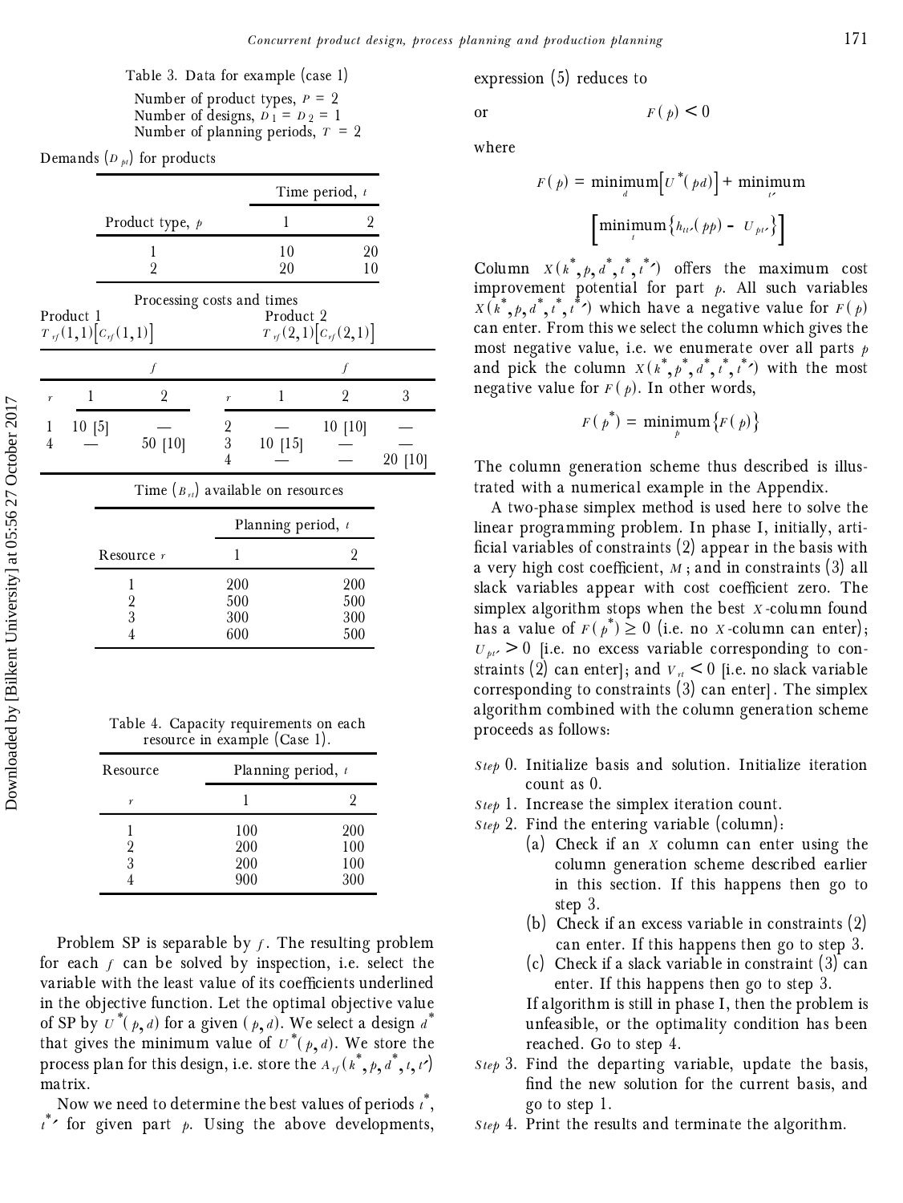Table 3. Data for example (case 1)

Number of product types, $P = 2$
Number of designs, $D_1 = D_2 = 1$
Number of planning periods, $T = 2$

Demands ($D_{pt}$) for products

| Product type, $p$ | Time period, $t$ 1 | 2 |
|---|---|---|
| 1 | 10 | 20 |
| 2 | 20 | 10 |

Processing costs and times

Product 1 $T_{rf}(1,1)[C_{rf}(1,1)]$ | Product 2 $T_{rf}(2,1)[C_{rf}(2,1)]$

| $r$ | $f$ = 1 | 2 | $r$ | $f$ = 1 | 2 | 3 |
|---|---|---|---|---|---|---|
| 1 | 10 [5] | — | 2 | — | 10 [10] | — |
| 4 | — | 50 [10] | 3 | 10 [15] | — | — |
| | | | 4 | — | — | 20 [10] |

Time ($B_{rt}$) available on resources

| Resource $r$ | Planning period, $t$ 1 | 2 |
|---|---|---|
| 1 | 200 | 200 |
| 2 | 500 | 500 |
| 3 | 300 | 300 |
| 4 | 600 | 500 |

Table 4. Capacity requirements on each resource in example (Case 1).

| Resource $r$ | Planning period, $t$ 1 | 2 |
|---|---|---|
| 1 | 100 | 200 |
| 2 | 200 | 100 |
| 3 | 200 | 100 |
| 4 | 900 | 300 |

Problem SP is separable by $f$. The resulting problem for each $f$ can be solved by inspection, i.e. select the variable with the least value of its coefficients underlined in the objective function. Let the optimal objective value of SP by $U^*(p, d)$ for a given $(p, d)$. We select a design $d^*$ that gives the minimum value of $U^*(p, d)$. We store the process plan for this design, i.e. store the $A_{rf}(k^*, p, d^*, t, t')$ matrix.

Now we need to determine the best values of periods $t^*$, $t^{*\prime}$ for given part $p$. Using the above developments, expression (5) reduces to

or $$F(p) < 0$$

where

$$F(p) = \underset{d}{\text{minimum}}\left[U^*(pd)\right] + \underset{t'}{\text{minimum}}\left[\underset{t}{\text{minimum}}\left\{h_{tt'}(pp) - U_{pt'}\right\}\right]$$

Column $X(k^*, p, d^*, t^*, t^{*\prime})$ offers the maximum cost improvement potential for part $p$. All such variables $X(k^*, p, d^*, t^*, t^{*\prime})$ which have a negative value for $F(p)$ can enter. From this we select the column which gives the most negative value, i.e. we enumerate over all parts $p$ and pick the column $X(k^*, p^*, d^*, t^*, t^{*\prime})$ with the most negative value for $F(p)$. In other words,

$$F(p^*) = \underset{p}{\text{minimum}}\left\{F(p)\right\}$$

The column generation scheme thus described is illustrated with a numerical example in the Appendix.

A two-phase simplex method is used here to solve the linear programming problem. In phase I, initially, artificial variables of constraints (2) appear in the basis with a very high cost coefficient, $M$; and in constraints (3) all slack variables appear with cost coefficient zero. The simplex algorithm stops when the best $X$-column found has a value of $F(p^*) \geq 0$ (i.e. no $X$-column can enter); $U_{pt'} > 0$ [i.e. no excess variable corresponding to constraints (2) can enter]; and $V_{rt} < 0$ [i.e. no slack variable corresponding to constraints (3) can enter]. The simplex algorithm combined with the column generation scheme proceeds as follows:

*Step* 0. Initialize basis and solution. Initialize iteration count as 0.

*Step* 1. Increase the simplex iteration count.

*Step* 2. Find the entering variable (column):
- (a) Check if an $X$ column can enter using the column generation scheme described earlier in this section. If this happens then go to step 3.
- (b) Check if an excess variable in constraints (2) can enter. If this happens then go to step 3.
- (c) Check if a slack variable in constraint (3) can enter. If this happens then go to step 3.

If algorithm is still in phase I, then the problem is unfeasible, or the optimality condition has been reached. Go to step 4.

*Step* 3. Find the departing variable, update the basis, find the new solution for the current basis, and go to step 1.

*Step* 4. Print the results and terminate the algorithm.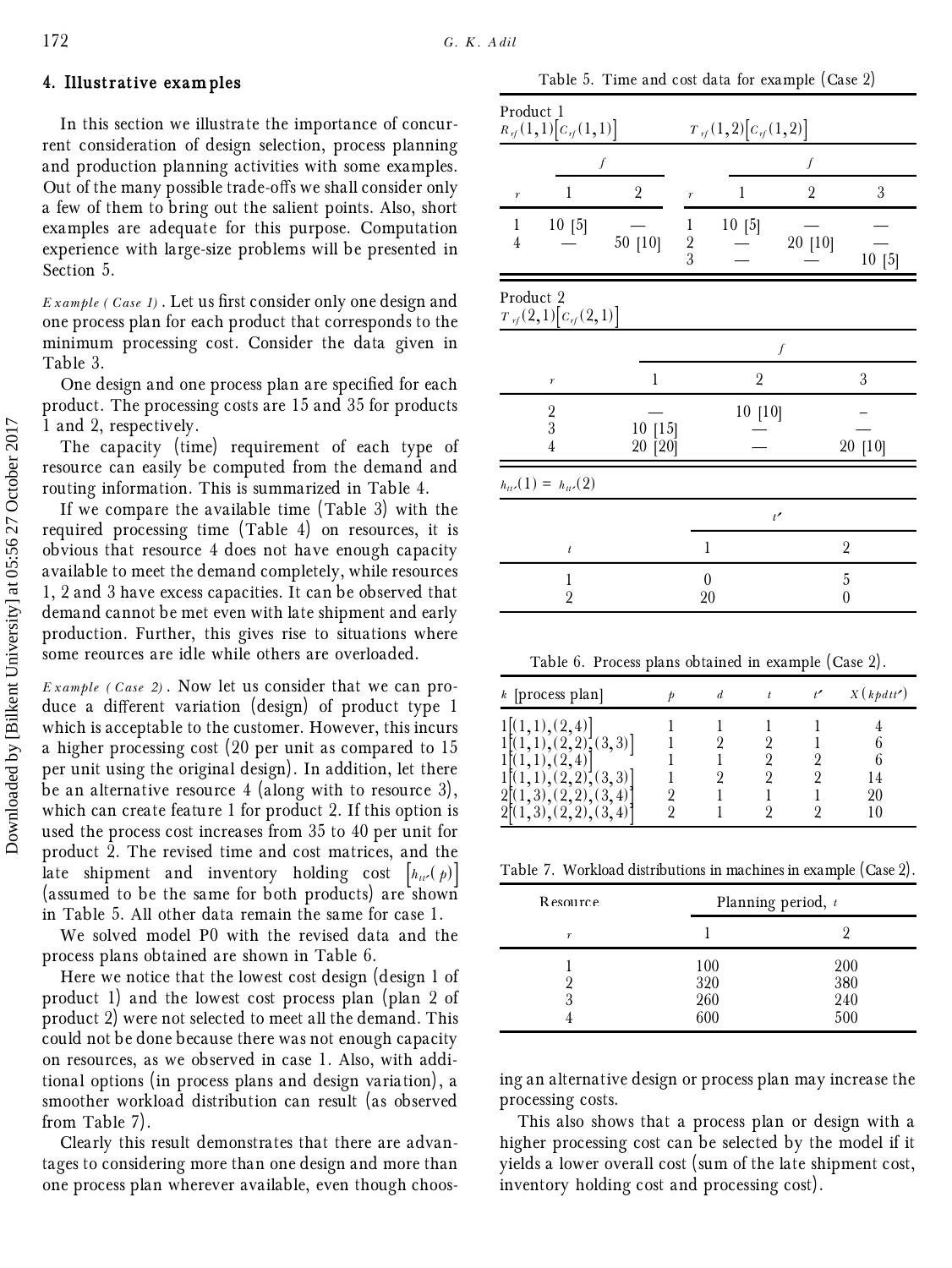## 4. Illustrative examples

In this section we illustrate the importance of concurrent consideration of design selection, process planning and production planning activities with some examples. Out of the many possible trade-offs we shall consider only a few of them to bring out the salient points. Also, short examples are adequate for this purpose. Computation experience with large-size problems will be presented in Section 5.

*Example (Case 1)*. Let us first consider only one design and one process plan for each product that corresponds to the minimum processing cost. Consider the data given in Table 3.

One design and one process plan are specified for each product. The processing costs are 15 and 35 for products 1 and 2, respectively.

The capacity (time) requirement of each type of resource can easily be computed from the demand and routing information. This is summarized in Table 4.

If we compare the available time (Table 3) with the required processing time (Table 4) on resources, it is obvious that resource 4 does not have enough capacity available to meet the demand completely, while resources 1, 2 and 3 have excess capacities. It can be observed that demand cannot be met even with late shipment and early production. Further, this gives rise to situations where some reources are idle while others are overloaded.

*Example (Case 2)*. Now let us consider that we can produce a different variation (design) of product type 1 which is acceptable to the customer. However, this incurs a higher processing cost (20 per unit as compared to 15 per unit using the original design). In addition, let there be an alternative resource 4 (along with to resource 3), which can create feature 1 for product 2. If this option is used the process cost increases from 35 to 40 per unit for product 2. The revised time and cost matrices, and the late shipment and inventory holding cost $[h_{tt'}(p)]$ (assumed to be the same for both products) are shown in Table 5. All other data remain the same for case 1.

We solved model P0 with the revised data and the process plans obtained are shown in Table 6.

Here we notice that the lowest cost design (design 1 of product 1) and the lowest cost process plan (plan 2 of product 2) were not selected to meet all the demand. This could not be done because there was not enough capacity on resources, as we observed in case 1. Also, with additional options (in process plans and design variation), a smoother workload distribution can result (as observed from Table 7).

Clearly this result demonstrates that there are advantages to considering more than one design and more than one process plan wherever available, even though choosing an alternative design or process plan may increase the processing costs.

This also shows that a process plan or design with a higher processing cost can be selected by the model if it yields a lower overall cost (sum of the late shipment cost, inventory holding cost and processing cost).

Table 5. Time and cost data for example (Case 2)

Product 1

$R_{rf}(1,1)[C_{rf}(1,1)]$

| $r$ | $f$ = 1 | 2 |
|---|---|---|
| 1 | 10 [5] | — |
| 4 | — | 50 [10] |

$T_{rf}(1,2)[C_{rf}(1,2)]$

| $r$ | $f$ = 1 | 2 | 3 |
|---|---|---|---|
| 1 | 10 [5] | — | — |
| 2 | — | 20 [10] | — |
| 3 | — | — | 10 [5] |

Product 2

$T_{rf}(2,1)[C_{rf}(2,1)]$

| $r$ | $f$ = 1 | 2 | 3 |
|---|---|---|---|
| 2 | — | 10 [10] | – |
| 3 | 10 [15] | — | — |
| 4 | 20 [20] | — | 20 [10] |

$h_{tt'}(1) = h_{tt'}(2)$

| $t$ | $t'$ = 1 | 2 |
|---|---|---|
| 1 | 0 | 5 |
| 2 | 20 | 0 |

Table 6. Process plans obtained in example (Case 2).

| $k$ [process plan] | $p$ | $d$ | $t$ | $t'$ | $X(kpdtt')$ |
|---|---|---|---|---|---|
| 1[(1,1),(2,4)] | 1 | 1 | 1 | 1 | 4 |
| 1[(1,1),(2,2),(3,3)] | 1 | 2 | 2 | 1 | 6 |
| 1[(1,1),(2,4)] | 1 | 1 | 2 | 2 | 6 |
| 1[(1,1),(2,2),(3,3)] | 1 | 2 | 2 | 2 | 14 |
| 2[(1,3),(2,2),(3,4)] | 2 | 1 | 1 | 1 | 20 |
| 2[(1,3),(2,2),(3,4)] | 2 | 1 | 2 | 2 | 10 |

Table 7. Workload distributions in machines in example (Case 2).

| Resource $r$ | Planning period, $t$ = 1 | 2 |
|---|---|---|
| 1 | 100 | 200 |
| 2 | 320 | 380 |
| 3 | 260 | 240 |
| 4 | 600 | 500 |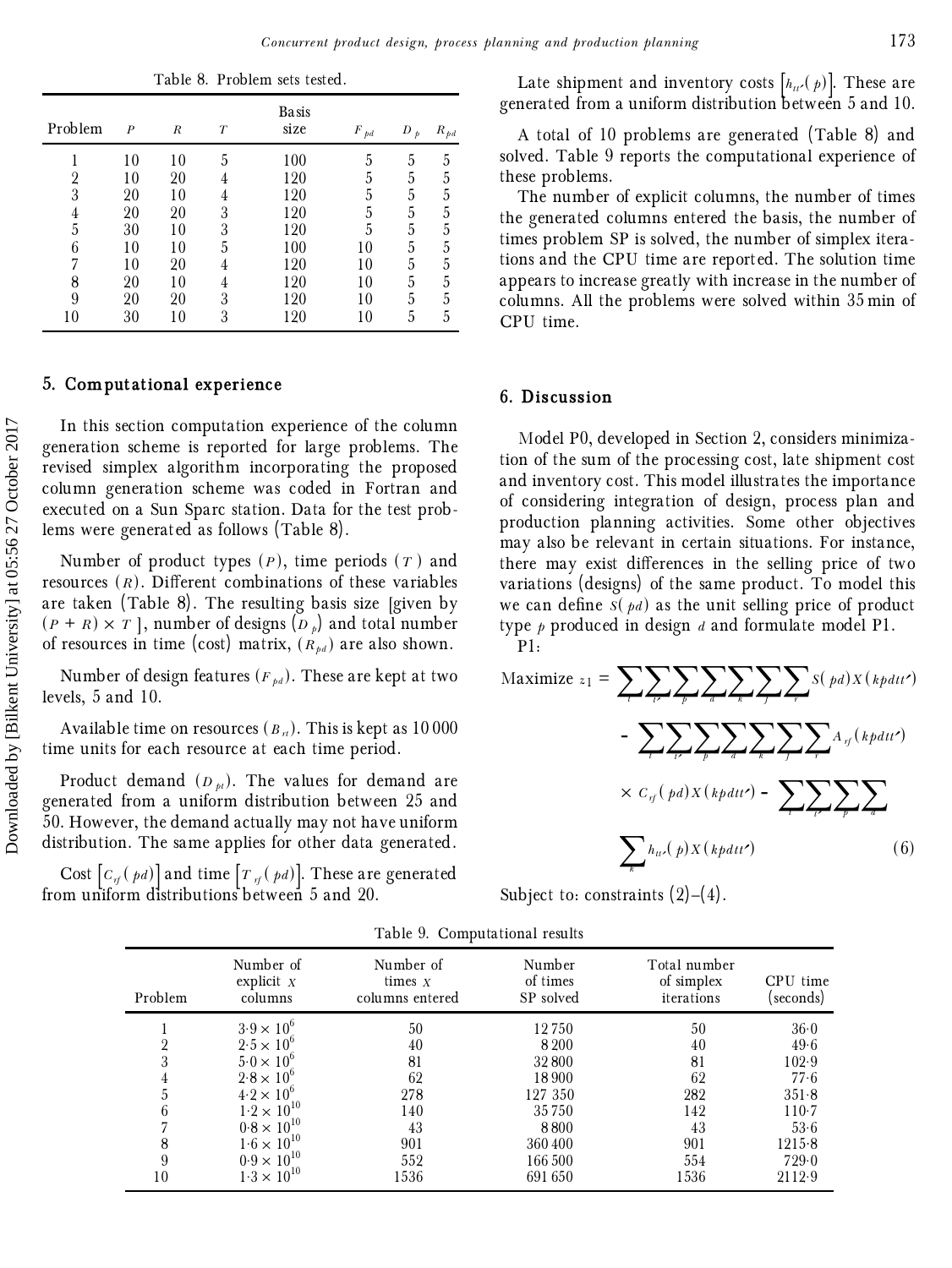Table 8. Problem sets tested.

| Problem | $P$ | $R$ | $T$ | Basis size | $F_{pd}$ | $D_p$ | $R_{pd}$ |
|---|---|---|---|---|---|---|---|
| 1 | 10 | 10 | 5 | 100 | 5 | 5 | 5 |
| 2 | 10 | 20 | 4 | 120 | 5 | 5 | 5 |
| 3 | 20 | 10 | 4 | 120 | 5 | 5 | 5 |
| 4 | 20 | 20 | 3 | 120 | 5 | 5 | 5 |
| 5 | 30 | 10 | 3 | 120 | 5 | 5 | 5 |
| 6 | 10 | 10 | 5 | 100 | 10 | 5 | 5 |
| 7 | 10 | 20 | 4 | 120 | 10 | 5 | 5 |
| 8 | 20 | 10 | 4 | 120 | 10 | 5 | 5 |
| 9 | 20 | 20 | 3 | 120 | 10 | 5 | 5 |
| 10 | 30 | 10 | 3 | 120 | 10 | 5 | 5 |

## 5. Computational experience

In this section computation experience of the column generation scheme is reported for large problems. The revised simplex algorithm incorporating the proposed column generation scheme was coded in Fortran and executed on a Sun Sparc station. Data for the test problems were generated as follows (Table 8).

Number of product types ($P$), time periods ($T$) and resources ($R$). Different combinations of these variables are taken (Table 8). The resulting basis size [given by $(P + R) \times T$], number of designs ($D_p$) and total number of resources in time (cost) matrix, ($R_{pd}$) are also shown.

Number of design features ($F_{pd}$). These are kept at two levels, 5 and 10.

Available time on resources ($B_{rt}$). This is kept as 10 000 time units for each resource at each time period.

Product demand ($D_{pt}$). The values for demand are generated from a uniform distribution between 25 and 50. However, the demand actually may not have uniform distribution. The same applies for other data generated.

Cost $[C_{rf}(pd)]$ and time $[T_{rf}(pd)]$. These are generated from uniform distributions between 5 and 20.

Late shipment and inventory costs $[h_{tt'}(p)]$. These are generated from a uniform distribution between 5 and 10.

A total of 10 problems are generated (Table 8) and solved. Table 9 reports the computational experience of these problems.

The number of explicit columns, the number of times the generated columns entered the basis, the number of times problem SP is solved, the number of simplex iterations and the CPU time are reported. The solution time appears to increase greatly with increase in the number of columns. All the problems were solved within 35 min of CPU time.

## 6. Discussion

Model P0, developed in Section 2, considers minimization of the sum of the processing cost, late shipment cost and inventory cost. This model illustrates the importance of considering integration of design, process plan and production planning activities. Some other objectives may also be relevant in certain situations. For instance, there may exist differences in the selling price of two variations (designs) of the same product. To model this we can define $S(pd)$ as the unit selling price of product type $p$ produced in design $d$ and formulate model P1.

P1:

$$\text{Maximize } z_1 = \sum_t \sum_{t'} \sum_p \sum_d \sum_k \sum_f \sum_r S(pd) X(kpdtt') - \sum_t \sum_{t'} \sum_p \sum_d \sum_k \sum_f \sum_r A_{rf}(kpdtt') \times C_{rf}(pd) X(kpdtt') - \sum_t \sum_{t'} \sum_p \sum_d \sum_k h_{tt'}(p) X(kpdtt') \quad (6)$$

Subject to: constraints (2)–(4).

Table 9. Computational results

| Problem | Number of explicit $X$ columns | Number of times $X$ columns entered | Number of times SP solved | Total number of simplex iterations | CPU time (seconds) |
|---|---|---|---|---|---|
| 1 | $3{\cdot}9 \times 10^6$ | 50 | 12 750 | 50 | 36·0 |
| 2 | $2{\cdot}5 \times 10^6$ | 40 | 8 200 | 40 | 49·6 |
| 3 | $5{\cdot}0 \times 10^6$ | 81 | 32 800 | 81 | 102·9 |
| 4 | $2{\cdot}8 \times 10^6$ | 62 | 18 900 | 62 | 77·6 |
| 5 | $4{\cdot}2 \times 10^6$ | 278 | 127 350 | 282 | 351·8 |
| 6 | $1{\cdot}2 \times 10^{10}$ | 140 | 35 750 | 142 | 110·7 |
| 7 | $0{\cdot}8 \times 10^{10}$ | 43 | 8 800 | 43 | 53·6 |
| 8 | $1{\cdot}6 \times 10^{10}$ | 901 | 360 400 | 901 | 1215·8 |
| 9 | $0{\cdot}9 \times 10^{10}$ | 552 | 166 500 | 554 | 729·0 |
| 10 | $1{\cdot}3 \times 10^{10}$ | 1536 | 691 650 | 1536 | 2112·9 |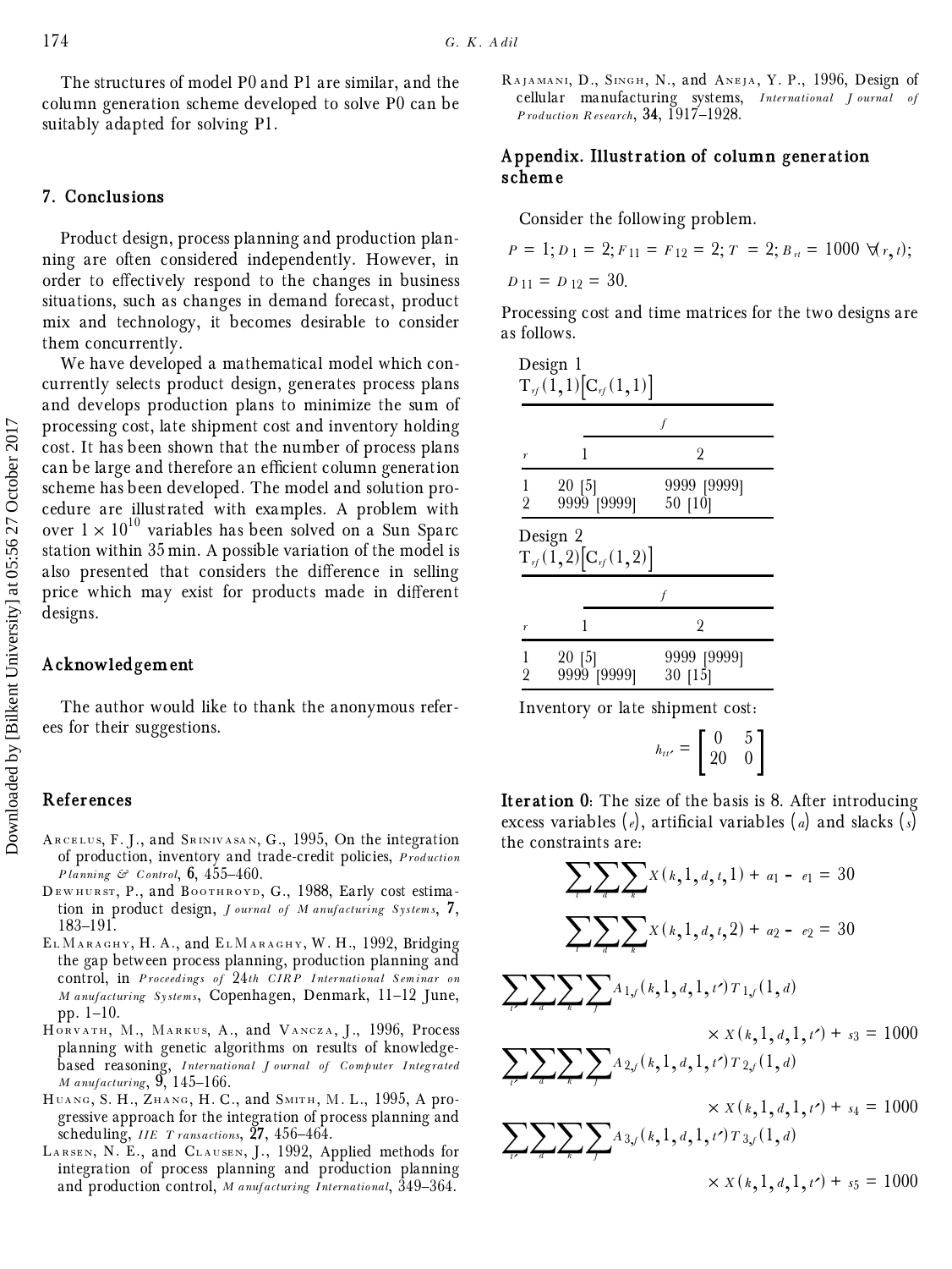The structures of model P0 and P1 are similar, and the column generation scheme developed to solve P0 can be suitably adapted for solving P1.

## 7. Conclusions

Product design, process planning and production planning are often considered independently. However, in order to effectively respond to the changes in business situations, such as changes in demand forecast, product mix and technology, it becomes desirable to consider them concurrently.

We have developed a mathematical model which concurrently selects product design, generates process plans and develops production plans to minimize the sum of processing cost, late shipment cost and inventory holding cost. It has been shown that the number of process plans can be large and therefore an efficient column generation scheme has been developed. The model and solution procedure are illustrated with examples. A problem with over $1 \times 10^{10}$ variables has been solved on a Sun Sparc station within 35 min. A possible variation of the model is also presented that considers the difference in selling price which may exist for products made in different designs.

## Acknowledgement

The author would like to thank the anonymous referees for their suggestions.

## References

Arcelus, F. J., and Srinivasan, G., 1995, On the integration of production, inventory and trade-credit policies, *Production Planning & Control*, **6**, 455–460.

Dewhurst, P., and Boothroyd, G., 1988, Early cost estimation in product design, *Journal of Manufacturing Systems*, **7**, 183–191.

ElMaraghy, H. A., and ElMaraghy, W. H., 1992, Bridging the gap between process planning, production planning and control, in *Proceedings of 24th CIRP International Seminar on Manufacturing Systems*, Copenhagen, Denmark, 11–12 June, pp. 1–10.

Horvath, M., Markus, A., and Vancza, J., 1996, Process planning with genetic algorithms on results of knowledge-based reasoning, *International Journal of Computer Integrated Manufacturing*, **9**, 145–166.

Huang, S. H., Zhang, H. C., and Smith, M. L., 1995, A progressive approach for the integration of process planning and scheduling, *IIE Transactions*, **27**, 456–464.

Larsen, N. E., and Clausen, J., 1992, Applied methods for integration of process planning and production planning and production control, *Manufacturing International*, 349–364.

Rajamani, D., Singh, N., and Aneja, Y. P., 1996, Design of cellular manufacturing systems, *International Journal of Production Research*, **34**, 1917–1928.

## Appendix. Illustration of column generation scheme

Consider the following problem.

$P = 1; D_1 = 2; F_{11} = F_{12} = 2; T = 2; B_{rt} = 1000 \ \forall (r, t);$

$D_{11} = D_{12} = 30.$

Processing cost and time matrices for the two designs are as follows.

Design 1
$T_{rf}(1,1)[C_{rf}(1,1)]$

| $r$ | $f$ = 1 | $f$ = 2 |
|---|---|---|
| 1 | 20 [5] | 9999 [9999] |
| 2 | 9999 [9999] | 50 [10] |

Design 2
$T_{rf}(1,2)[C_{rf}(1,2)]$

| $r$ | $f$ = 1 | $f$ = 2 |
|---|---|---|
| 1 | 20 [5] | 9999 [9999] |
| 2 | 9999 [9999] | 30 [15] |

Inventory or late shipment cost:

$$h_{tt'} = \begin{bmatrix} 0 & 5 \\ 20 & 0 \end{bmatrix}$$

**Iteration 0**: The size of the basis is 8. After introducing excess variables $(e)$, artificial variables $(a)$ and slacks $(s)$ the constraints are:

$$\sum_t \sum_d \sum_k X(k, 1, d, t, 1) + a_1 - e_1 = 30$$

$$\sum_t \sum_d \sum_k X(k, 1, d, t, 2) + a_2 - e_2 = 30$$

$$\sum_{t'} \sum_d \sum_k \sum_f A_{1,f}(k, 1, d, 1, t') T_{1,f}(1, d) \times X(k, 1, d, 1, t') + s_3 = 1000$$

$$\sum_{t'} \sum_d \sum_k \sum_f A_{2,f}(k, 1, d, 1, t') T_{2,f}(1, d) \times X(k, 1, d, 1, t') + s_4 = 1000$$

$$\sum_{t'} \sum_d \sum_k \sum_f A_{3,f}(k, 1, d, 1, t') T_{3,f}(1, d) \times X(k, 1, d, 1, t') + s_5 = 1000$$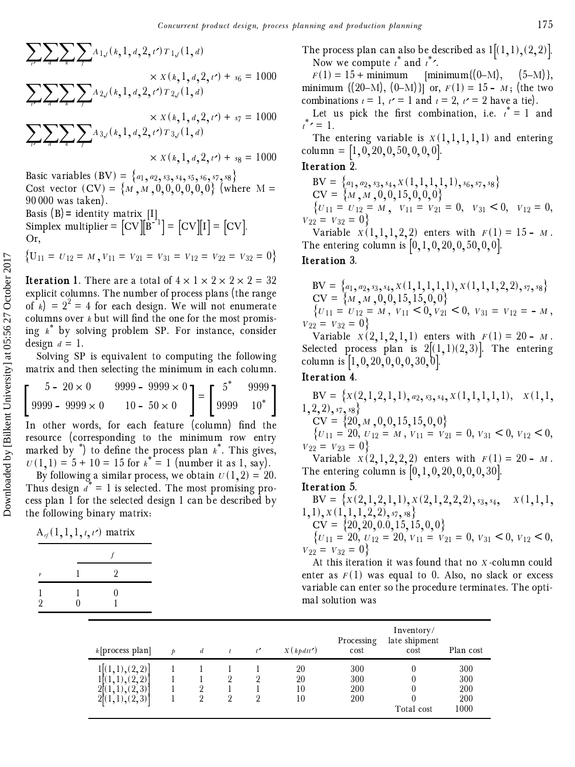$$\sum_{t'}\sum_{d}\sum_{k}\sum_{f} A_{1,f}(k,1,d,2,t')T_{1,f}(1,d) \times X(k,1,d,2,t') + s_6 = 1000$$

$$\sum_{t'}\sum_{d}\sum_{k}\sum_{f} A_{2,f}(k,1,d,2,t')T_{2,f}(1,d) \times X(k,1,d,2,t') + s_7 = 1000$$

$$\sum_{t'}\sum_{d}\sum_{k}\sum_{f} A_{3,f}(k,1,d,2,t')T_{3,f}(1,d) \times X(k,1,d,2,t') + s_8 = 1000$$

Basic variables (BV) = $\{a_1, a_2, s_3, s_4, s_5, s_6, s_7, s_8\}$
Cost vector (CV) = $\{M, M, 0, 0, 0, 0, 0, 0\}$ (where M = 90 000 was taken).
Basis (B) = identity matrix [I]
Simplex multiplier = $[CV][B^{-1}] = [CV][I] = [CV]$.
Or,

$$\{U_{11} = U_{12} = M, V_{11} = V_{21} = V_{31} = V_{12} = V_{22} = V_{32} = 0\}$$

**Iteration 1**. There are a total of $4 \times 1 \times 2 \times 2 \times 2 = 32$ explicit columns. The number of process plans (the range of $k$) $= 2^2 = 4$ for each design. We will not enumerate columns over $k$ but will find the one for the most promising $k^*$ by solving problem SP. For instance, consider design $d = 1$.

Solving SP is equivalent to computing the following matrix and then selecting the minimum in each column.

$$\begin{bmatrix} 5 - 20 \times 0 & 9999 - 9999 \times 0 \\ 9999 - 9999 \times 0 & 10 - 50 \times 0 \end{bmatrix} = \begin{bmatrix} 5^* & 9999 \\ 9999 & 10^* \end{bmatrix}$$

In other words, for each feature (column) find the resource (corresponding to the minimum row entry marked by *) to define the process plan $k^*$. This gives, $U(1,1) = 5 + 10 = 15$ for $k^* = 1$ (number it as 1, say).

By following a similar process, we obtain $U(1,2) = 20$. Thus design $d^* = 1$ is selected. The most promising process plan 1 for the selected design 1 can be described by the following binary matrix:

$A_{rf}(1,1,1,t,t')$ matrix

| | $f$ | |
|---|---|---|
| $r$ | 1 | 2 |
| 1 | 1 | 0 |
| 2 | 0 | 1 |

The process plan can also be described as $1[(1,1),(2,2)]$.

Now we compute $t^*$ and $t^{*\prime}$.

$F(1) = 15 +$ minimum [minimum{(0–M), (5–M)}, minimum {(20–M), (0–M)}] or, $F(1) = 15 - M$; (the two combinations $t = 1$, $t' = 1$ and $t = 2$, $t' = 2$ have a tie).

Let us pick the first combination, i.e. $t^* = 1$ and $t^{*\prime} = 1$.

The entering variable is $X(1,1,1,1,1)$ and entering column $= [1,0,20,0,50,0,0,0]$.

**Iteration 2**.

BV = $\{a_1, a_2, s_3, s_4, X(1,1,1,1,1), s_6, s_7, s_8\}$
CV = $\{M, M, 0, 0, 15, 0, 0, 0\}$
$\{U_{11} = U_{12} = M,\ V_{11} = V_{21} = 0,\ V_{31} < 0,\ V_{12} = 0,\ V_{22} = V_{32} = 0\}$

Variable $X(1,1,1,2,2)$ enters with $F(1) = 15 - M$. The entering column is $[0,1,0,20,0,50,0,0]$.

**Iteration 3**.

BV = $\{a_1, a_2, s_3, s_4, X(1,1,1,1,1), X(1,1,1,2,2), s_7, s_8\}$
CV = $\{M, M, 0, 0, 15, 15, 0, 0\}$
$\{U_{11} = U_{12} = M,\ V_{11} < 0, V_{21} < 0,\ V_{31} = V_{12} = -M,\ V_{22} = V_{32} = 0\}$

Variable $X(2,1,2,1,1)$ enters with $F(1) = 20 - M$. Selected process plan is $2[(1,1)(2,3)]$. The entering column is $[1,0,20,0,0,0,30,0]$.

**Iteration 4**.

BV = $\{X(2,1,2,1,1), a_2, s_3, s_4, X(1,1,1,1,1),\ X(1,1,1,2,2), s_7, s_8\}$
CV = $\{20, M, 0, 0, 15, 15, 0, 0\}$
$\{U_{11} = 20,\ U_{12} = M,\ V_{11} = V_{21} = 0,\ V_{31} < 0,\ V_{12} < 0,\ V_{22} = V_{23} = 0\}$

Variable $X(2,1,2,2,2)$ enters with $F(1) = 20 - M$. The entering column is $[0,1,0,20,0,0,0,30]$.

**Iteration 5**.

BV = $\{X(2,1,2,1,1), X(2,1,2,2,2), s_3, s_4,\ X(1,1,1,1,1), X(1,1,1,2,2), s_7, s_8\}$
CV = $\{20, 20, 0.0, 15, 15, 0, 0\}$
$\{U_{11} = 20,\ U_{12} = 20,\ V_{11} = V_{21} = 0,\ V_{31} < 0,\ V_{12} < 0,\ V_{22} = V_{32} = 0\}$

At this iteration it was found that no $X$-column could enter as $F(1)$ was equal to 0. Also, no slack or excess variable can enter so the procedure terminates. The optimal solution was

| $k$[process plan] | $p$ | $d$ | $t$ | $t'$ | $X(kpdtt')$ | Processing cost | Inventory/ late shipment cost | Plan cost |
|---|---|---|---|---|---|---|---|---|
| $1[(1,1),(2,2)]$ | 1 | 1 | 1 | 1 | 20 | 300 | 0 | 300 |
| $1[(1,1),(2,2)]$ | 1 | 1 | 2 | 2 | 20 | 300 | 0 | 300 |
| $2[(1,1),(2,3)]$ | 1 | 2 | 1 | 1 | 10 | 200 | 0 | 200 |
| $2[(1,1),(2,3)]$ | 1 | 2 | 2 | 2 | 10 | 200 | 0 | 200 |
| | | | | | | | Total cost | 1000 |